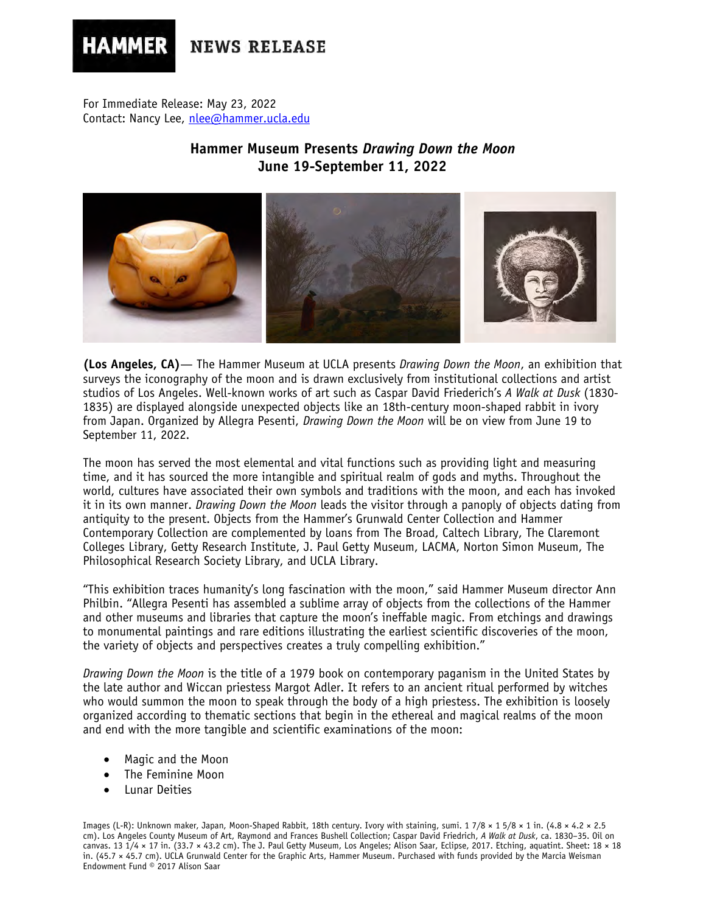HAMMER **NEWS RELEASE**

For Immediate Release: May 23, 2022
Contact: Nancy Lee, nlee@hammer.ucla.edu

## Hammer Museum Presents *Drawing Down the Moon*
## June 19-September 11, 2022

**(Los Angeles, CA)**— The Hammer Museum at UCLA presents *Drawing Down the Moon*, an exhibition that surveys the iconography of the moon and is drawn exclusively from institutional collections and artist studios of Los Angeles. Well-known works of art such as Caspar David Friederich's *A Walk at Dusk* (1830-1835) are displayed alongside unexpected objects like an 18th-century moon-shaped rabbit in ivory from Japan. Organized by Allegra Pesenti, *Drawing Down the Moon* will be on view from June 19 to September 11, 2022.

The moon has served the most elemental and vital functions such as providing light and measuring time, and it has sourced the more intangible and spiritual realm of gods and myths. Throughout the world, cultures have associated their own symbols and traditions with the moon, and each has invoked it in its own manner. *Drawing Down the Moon* leads the visitor through a panoply of objects dating from antiquity to the present. Objects from the Hammer's Grunwald Center Collection and Hammer Contemporary Collection are complemented by loans from The Broad, Caltech Library, The Claremont Colleges Library, Getty Research Institute, J. Paul Getty Museum, LACMA, Norton Simon Museum, The Philosophical Research Society Library, and UCLA Library.

"This exhibition traces humanity's long fascination with the moon," said Hammer Museum director Ann Philbin. "Allegra Pesenti has assembled a sublime array of objects from the collections of the Hammer and other museums and libraries that capture the moon's ineffable magic. From etchings and drawings to monumental paintings and rare editions illustrating the earliest scientific discoveries of the moon, the variety of objects and perspectives creates a truly compelling exhibition."

*Drawing Down the Moon* is the title of a 1979 book on contemporary paganism in the United States by the late author and Wiccan priestess Margot Adler. It refers to an ancient ritual performed by witches who would summon the moon to speak through the body of a high priestess. The exhibition is loosely organized according to thematic sections that begin in the ethereal and magical realms of the moon and end with the more tangible and scientific examinations of the moon:

- Magic and the Moon
- The Feminine Moon
- Lunar Deities

Images (L-R): Unknown maker, Japan, Moon-Shaped Rabbit, 18th century. Ivory with staining, sumi. 1 7/8 × 1 5/8 × 1 in. (4.8 × 4.2 × 2.5 cm). Los Angeles County Museum of Art, Raymond and Frances Bushell Collection; Caspar David Friedrich, *A Walk at Dusk*, ca. 1830–35. Oil on canvas. 13 1/4 × 17 in. (33.7 × 43.2 cm). The J. Paul Getty Museum, Los Angeles; Alison Saar, Eclipse, 2017. Etching, aquatint. Sheet: 18 × 18 in. (45.7 × 45.7 cm). UCLA Grunwald Center for the Graphic Arts, Hammer Museum. Purchased with funds provided by the Marcia Weisman Endowment Fund © 2017 Alison Saar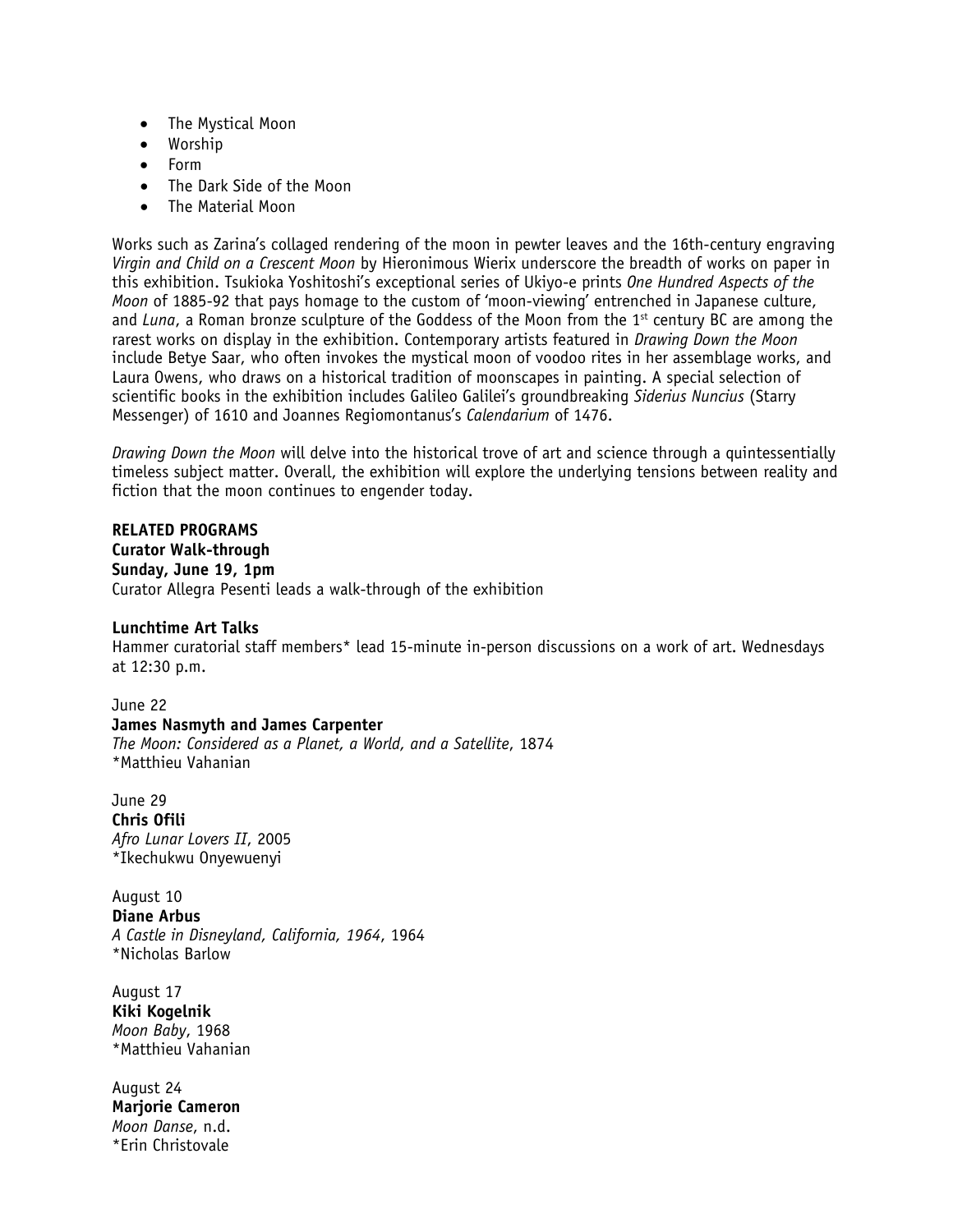- The Mystical Moon
- Worship
- Form
- The Dark Side of the Moon
- The Material Moon

Works such as Zarina's collaged rendering of the moon in pewter leaves and the 16th-century engraving *Virgin and Child on a Crescent Moon* by Hieronimous Wierix underscore the breadth of works on paper in this exhibition. Tsukioka Yoshitoshi's exceptional series of Ukiyo-e prints *One Hundred Aspects of the Moon* of 1885-92 that pays homage to the custom of 'moon-viewing' entrenched in Japanese culture, and *Luna*, a Roman bronze sculpture of the Goddess of the Moon from the 1st century BC are among the rarest works on display in the exhibition. Contemporary artists featured in *Drawing Down the Moon* include Betye Saar, who often invokes the mystical moon of voodoo rites in her assemblage works, and Laura Owens, who draws on a historical tradition of moonscapes in painting. A special selection of scientific books in the exhibition includes Galileo Galilei's groundbreaking *Siderius Nuncius* (Starry Messenger) of 1610 and Joannes Regiomontanus's *Calendarium* of 1476.

*Drawing Down the Moon* will delve into the historical trove of art and science through a quintessentially timeless subject matter. Overall, the exhibition will explore the underlying tensions between reality and fiction that the moon continues to engender today.

**RELATED PROGRAMS**
**Curator Walk-through**
**Sunday, June 19, 1pm**
Curator Allegra Pesenti leads a walk-through of the exhibition

**Lunchtime Art Talks**
Hammer curatorial staff members* lead 15-minute in-person discussions on a work of art. Wednesdays at 12:30 p.m.

June 22
**James Nasmyth and James Carpenter**
*The Moon: Considered as a Planet, a World, and a Satellite*, 1874
*Matthieu Vahanian

June 29
**Chris Ofili**
*Afro Lunar Lovers II*, 2005
*Ikechukwu Onyewuenyi

August 10
**Diane Arbus**
*A Castle in Disneyland, California, 1964*, 1964
*Nicholas Barlow

August 17
**Kiki Kogelnik**
*Moon Baby*, 1968
*Matthieu Vahanian

August 24
**Marjorie Cameron**
*Moon Danse*, n.d.
*Erin Christovale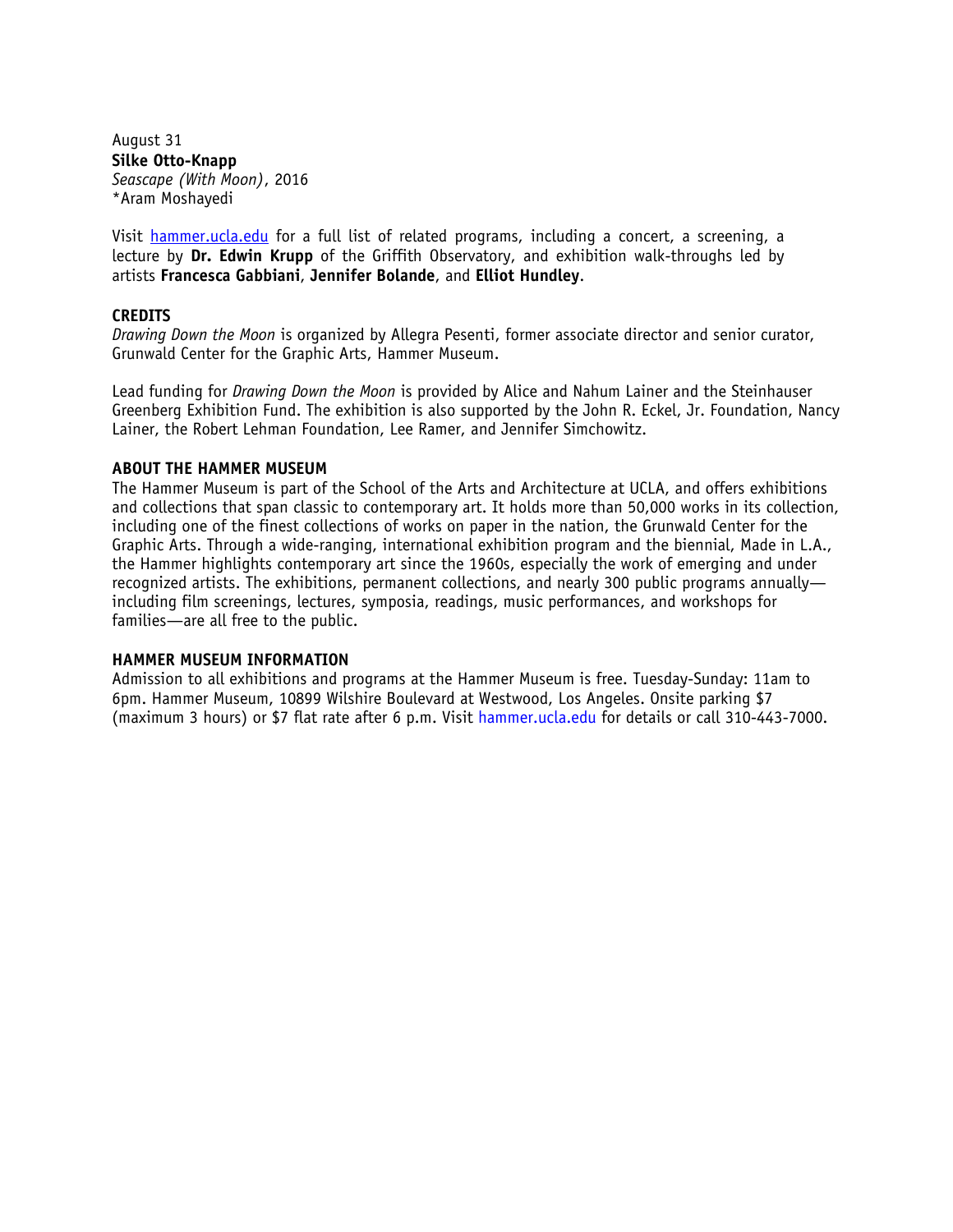August 31
**Silke Otto-Knapp**
*Seascape (With Moon)*, 2016
*Aram Moshayedi

Visit hammer.ucla.edu for a full list of related programs, including a concert, a screening, a lecture by **Dr. Edwin Krupp** of the Griffith Observatory, and exhibition walk-throughs led by artists **Francesca Gabbiani**, **Jennifer Bolande**, and **Elliot Hundley**.

**CREDITS**
*Drawing Down the Moon* is organized by Allegra Pesenti, former associate director and senior curator, Grunwald Center for the Graphic Arts, Hammer Museum.

Lead funding for *Drawing Down the Moon* is provided by Alice and Nahum Lainer and the Steinhauser Greenberg Exhibition Fund. The exhibition is also supported by the John R. Eckel, Jr. Foundation, Nancy Lainer, the Robert Lehman Foundation, Lee Ramer, and Jennifer Simchowitz.

**ABOUT THE HAMMER MUSEUM**
The Hammer Museum is part of the School of the Arts and Architecture at UCLA, and offers exhibitions and collections that span classic to contemporary art. It holds more than 50,000 works in its collection, including one of the finest collections of works on paper in the nation, the Grunwald Center for the Graphic Arts. Through a wide-ranging, international exhibition program and the biennial, Made in L.A., the Hammer highlights contemporary art since the 1960s, especially the work of emerging and under recognized artists. The exhibitions, permanent collections, and nearly 300 public programs annually—including film screenings, lectures, symposia, readings, music performances, and workshops for families—are all free to the public.

**HAMMER MUSEUM INFORMATION**
Admission to all exhibitions and programs at the Hammer Museum is free. Tuesday-Sunday: 11am to 6pm. Hammer Museum, 10899 Wilshire Boulevard at Westwood, Los Angeles. Onsite parking $7 (maximum 3 hours) or $7 flat rate after 6 p.m. Visit hammer.ucla.edu for details or call 310-443-7000.